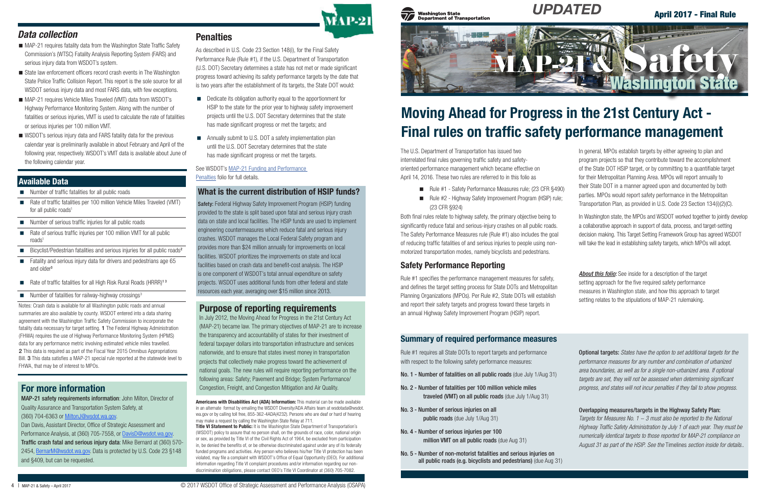UPDATED

April 2017 - Final Rule

# MAP-21 & Safety Washington State

# Moving Ahead for Progress in the 21st Century Act - Final rules on traffic safety performance management

The U.S. Department of Transportation has issued two interrelated final rules governing traffic safety and safety-oriented performance management which became effective on April 14, 2016. These two rules are referred to in this folio as

- Rule #1 - Safety Performance Measures rule; (23 CFR §490)
- Rule #2 - Highway Safety Improvement Program (HSIP) rule; (23 CFR §924)

Both final rules relate to highway safety, the primary objective being to significantly reduce fatal and serious-injury crashes on all public roads. The Safety Performance Measures rule (Rule #1) also includes the goal of reducing traffic fatalities of and serious injuries to people using non-motorized transportation modes, namely bicyclists and pedestrians.

## Safety Performance Reporting

Rule #1 specifies the performance management measures for safety, and defines the target setting process for State DOTs and Metropolitan Planning Organizations (MPOs). Per Rule #2, State DOTs will establish and report their safety targets and progress toward these targets in an annual Highway Safety Improvement Program (HSIP) report.

In general, MPOs establish targets by either agreeing to plan and program projects so that they contribute toward the accomplishment of the State DOT HSIP target, or by committing to a quantifiable target for their Metropolitan Planning Area. MPOs will report annually to their State DOT in a manner agreed upon and documented by both parties. MPOs would report safety performance in the Metropolitan Transportation Plan, as provided in U.S. Code 23 Section 134(i)(2)(C).

In Washington state, the MPOs and WSDOT worked together to jointly develop a collaborative approach in support of data, process, and target-setting decision making. This Target Setting Framework Group has agreed WSDOT will take the lead in establishing safety targets, which MPOs will adopt.

***About this folio:*** See inside for a description of the target setting approach for the five required safety performance measures in Washington state, and how this approach to target setting relates to the stipulations of MAP-21 rulemaking.

## Summary of required performance measures

Rule #1 requires all State DOTs to report targets and performance with respect to the following safety performance measures:

**No. 1 - Number of fatalities on all public roads** (due July 1/Aug 31)

**No. 2 - Number of fatalities per 100 million vehicle miles traveled (VMT) on all public roads** (due July 1/Aug 31)

**No. 3 - Number of serious injuries on all public roads** (due July 1/Aug 31)

**No. 4 - Number of serious injuries per 100 million VMT on all public roads** (due Aug 31)

**No. 5 - Number of non-motorist fatalities and serious injuries on all public roads (e.g. bicyclists and pedestrians)** (due Aug 31)

**Optional targets:** *States have the option to set additional targets for the performance measures for any number and combination of urbanized area boundaries, as well as for a single non-urbanized area. If optional targets are set, they will not be assessed when determining significant progress, and states will not incur penalties if they fail to show progress.*

**Overlapping measures/targets in the Highway Safety Plan:**
*Targets for Measures No. 1 – 3 must also be reported to the National Highway Traffic Safety Administration by July 1 of each year. They must be numerically identical targets to those reported for MAP-21 compliance on August 31 as part of the HSIP. See the* Timelines *section inside for details.*

## Data collection

- MAP-21 requires fatality data from the Washington State Traffic Safety Commission's (WTSC) Fatality Analysis Reporting System (FARS) and serious injury data from WSDOT's system.
- State law enforcement officers record crash events in The Washington State Police Traffic Collision Report. This report is the sole source for all WSDOT serious injury data and most FARS data, with few exceptions.
- MAP-21 requires Vehicle Miles Traveled (VMT) data from WSDOT's Highway Performance Monitoring System. Along with the number of fatalities or serious injuries, VMT is used to calculate the rate of fatalities or serious injuries per 100 million VMT.
- WSDOT's serious injury data and FARS fatality data for the previous calendar year is preliminarily available in about February and April of the following year, respectively. WSDOT's VMT data is available about June of the following calendar year.

## Available Data

- Number of traffic fatalities for all public roads
- Rate of traffic fatalities per 100 million Vehicle Miles Traveled (VMT) for all public roads[1]
- Number of serious traffic injuries for all public roads
- Rate of serious traffic injuries per 100 million VMT for all public roads[1]
- Bicyclist/Pedestrian fatalities and serious injuries for all public roads[2]
- Fatality and serious injury data for drivers and pedestrians age 65 and older[3]
- Rate of traffic fatalities for all High Risk Rural Roads (HRRR)[1 3]
- Number of fatalities for railway-highway crossings[3]

Notes: Crash data is available for all Washington public roads and annual summaries are also available by county. WSDOT entered into a data sharing agreement with the Washington Traffic Safety Commission to incorporate the fatality data necessary for target setting. **1** The Federal Highway Administration (FHWA) requires the use of Highway Performance Monitoring System (HPMS) data for any performance metric involving estimated vehicle miles travelled. **2** This data is required as part of the Fiscal Year 2015 Omnibus Appropriations Bill. **3** This data satisfies a MAP-21 special rule reported at the statewide level to FHWA, that may be of interest to MPOs.

## For more information

**MAP-21 safety requirements information**: John Milton, Director of Quality Assurance and Transportation System Safety, at (360) 704-6363 or MiltonJ@wsdot.wa.gov.
Dan Davis, Assistant Director, Office of Strategic Assessment and Performance Analysis, at (360) 705-7558, or DavisD@wsdot.wa.gov.
**Traffic crash fatal and serious injury data**: Mike Bernard at (360) 570-2454, BernarM@wsdot.wa.gov. Data is protected by U.S. Code 23 §148 and §409, but can be requested.

## Penalties

As described in U.S. Code 23 Section 148(i), for the Final Safety Performance Rule (Rule #1), if the U.S. Department of Transportation (U.S. DOT) Secretary determines a state has not met or made significant progress toward achieving its safety performance targets by the date that is two years after the establishment of its targets, the State DOT would:

- Dedicate its obligation authority equal to the apportionment for HSIP to the state for the prior year to highway safety improvement projects until the U.S. DOT Secretary determines that the state has made significant progress or met the targets; and
- Annually submit to U.S. DOT a safety implementation plan until the U.S. DOT Secretary determines that the state has made significant progress or met the targets.

See WSDOT's MAP-21 Funding and Performance Penalties folio for full details.

## What is the current distribution of HSIP funds?

**Safety:** Federal Highway Safety Improvement Program (HSIP) funding provided to the state is split based upon fatal and serious injury crash data on state and local facilities. The HSIP funds are used to implement engineering countermeasures which reduce fatal and serious injury crashes. WSDOT manages the Local Federal Safety program and provides more than $24 million annually for improvements on local facilities. WSDOT prioritizes the improvements on state and local facilities based on crash data and benefit-cost analysis. The HSIP is one component of WSDOT's total annual expenditure on safety projects. WSDOT uses additional funds from other federal and state resources each year, averaging over $15 million since 2013.

## Purpose of reporting requirements

In July 2012, the Moving Ahead for Progress in the 21st Century Act (MAP-21) became law. The primary objectives of MAP-21 are to increase the transparency and accountability of states for their investment of federal taxpayer dollars into transportation infrastructure and services nationwide, and to ensure that states invest money in transportation projects that collectively make progress toward the achievement of national goals. The new rules will require reporting performance on the following areas: Safety; Pavement and Bridge; System Performance/ Congestion, Freight, and Congestion Mitigation and Air Quality.

**Americans with Disabilities Act (ADA) Information:** This material can be made available in an alternate format by emailing the WSDOT Diversity/ADA Affairs team at wsdotada@wsdot.wa.gov or by calling toll free, 855-362-4ADA(4232). Persons who are deaf or hard of hearing may make a request by calling the Washington State Relay at 711.
**Title VI Statement to Public:** It is the Washington State Department of Transportation's (WSDOT) policy to assure that no person shall, on the grounds of race, color, national origin or sex, as provided by Title VI of the Civil Rights Act of 1964, be excluded from participation in, be denied the benefits of, or be otherwise discriminated against under any of its federally funded programs and activities. Any person who believes his/her Title VI protection has been violated, may file a complaint with WSDOT's Office of Equal Opportunity (OEO). For additional information regarding Title VI complaint procedures and/or information regarding our non-discrimination obligations, please contact OEO's Title VI Coordinator at (360) 705-7082.

© 2017 WSDOT Office of Strategic Assessment and Performance Analysis (OSAPA)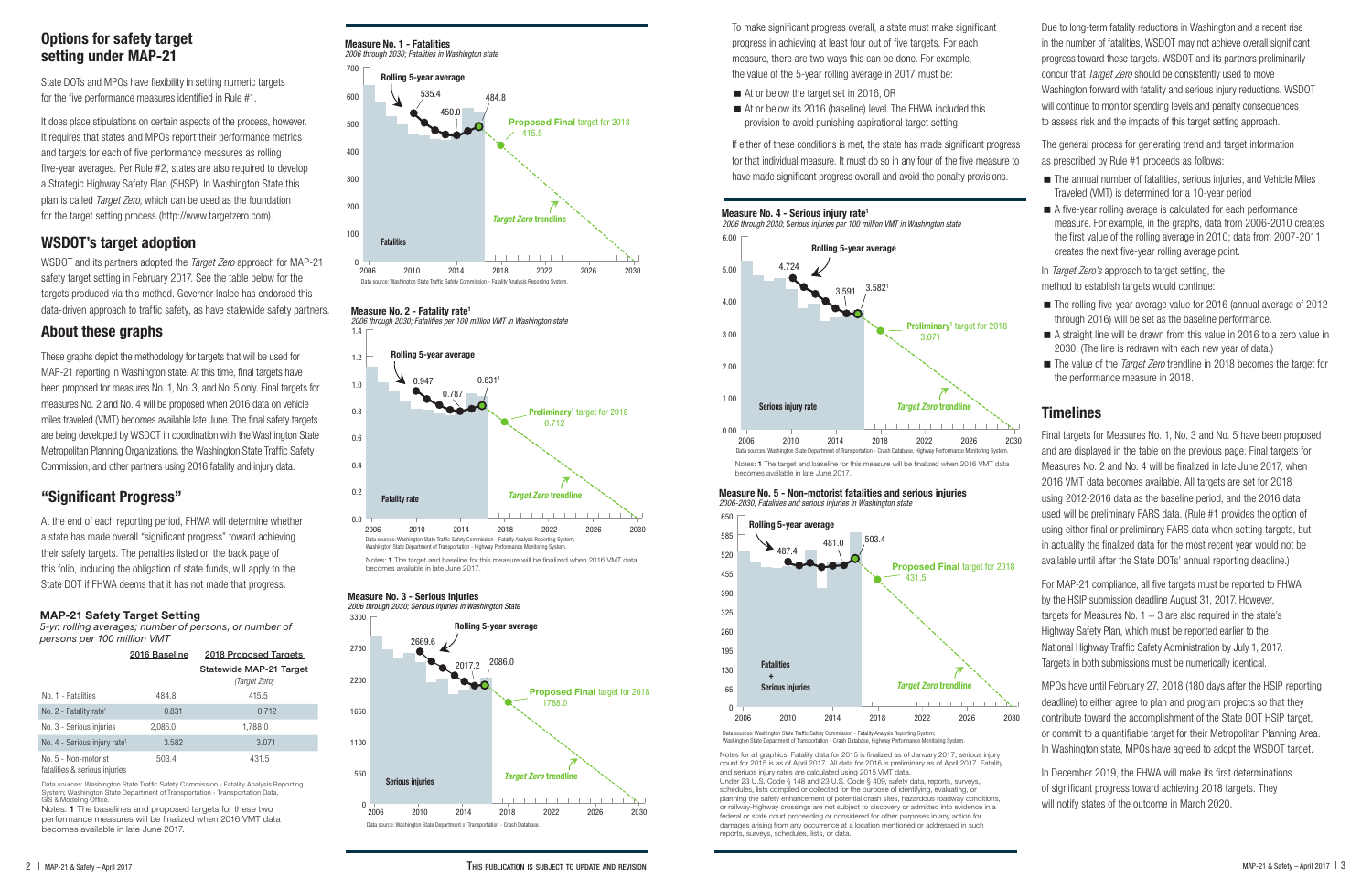## Options for safety target setting under MAP-21

State DOTs and MPOs have flexibility in setting numeric targets for the five performance measures identified in Rule #1.

It does place stipulations on certain aspects of the process, however. It requires that states and MPOs report their performance metrics and targets for each of five performance measures as rolling five-year averages. Per Rule #2, states are also required to develop a Strategic Highway Safety Plan (SHSP). In Washington State this plan is called *Target Zero*, which can be used as the foundation for the target setting process (http://www.targetzero.com).

## WSDOT's target adoption

WSDOT and its partners adopted the *Target Zero* approach for MAP-21 safety target setting in February 2017. See the table below for the targets produced via this method. Governor Inslee has endorsed this data-driven approach to traffic safety, as have statewide safety partners.

## About these graphs

These graphs depict the methodology for targets that will be used for MAP-21 reporting in Washington state. At this time, final targets have been proposed for measures No. 1, No. 3, and No. 5 only. Final targets for measures No. 2 and No. 4 will be proposed when 2016 data on vehicle miles traveled (VMT) becomes available late June. The final safety targets are being developed by WSDOT in coordination with the Washington State Metropolitan Planning Organizations, the Washington State Traffic Safety Commission, and other partners using 2016 fatality and injury data.

## "Significant Progress"

At the end of each reporting period, FHWA will determine whether a state has made overall "significant progress" toward achieving their safety targets. The penalties listed on the back page of this folio, including the obligation of state funds, will apply to the State DOT if FHWA deems that it has not made that progress.

### MAP-21 Safety Target Setting

*5-yr. rolling averages; number of persons, or number of persons per 100 million VMT*

| | 2016 Baseline | 2018 Proposed Targets Statewide MAP-21 Target *(Target Zero)* |
|---|---|---|
| No. 1 - Fatalities | 484.8 | 415.5 |
| No. 2 - Fatality rate[1] | 0.831 | 0.712 |
| No. 3 - Serious injuries | 2,086.0 | 1,788.0 |
| No. 4 - Serious injury rate[1] | 3.582 | 3.071 |
| No. 5 - Non-motorist fatalities & serious injuries | 503.4 | 431.5 |

Data sources: Washington State Traffic Safety Commission - Fatality Analysis Reporting System; Washington State Department of Transportation - Transportation Data, GIS & Modeling Office.

Notes: **1** The baselines and proposed targets for these two performance measures will be finalized when 2016 VMT data becomes available in late June 2017.

**Measure No. 1 - Fatalities**
*2006 through 2030; Fatalities in Washington state*

Rolling 5-year average
535.4
450.0
484.8
Proposed Final target for 2018
415.5
*Target Zero* trendline
Fatalities

Data source: Washington State Traffic Safety Commission - Fatality Analysis Reporting System.

**Measure No. 2 - Fatality rate[1]**
*2006 through 2030; Fatalities per 100 million VMT in Washington state*

Rolling 5-year average
0.947
0.787
0.831[1]
Preliminary[1] target for 2018
0.712
*Target Zero* trendline
Fatality rate

Data sources: Washington State Traffic Safety Commission - Fatality Analysis Reporting System; Washington State Department of Transportation - Highway Performance Monitoring System.

Notes: **1** The target and baseline for this measure will be finalized when 2016 VMT data becomes available in late June 2017.

**Measure No. 3 - Serious injuries**
*2006 through 2030; Serious injuries in Washington State*

Rolling 5-year average
2669.6
2017.2
2086.0
Proposed Final target for 2018
1788.0
*Target Zero* trendline
Serious injuries

Data source: Washington State Department of Transportation - Crash Database.

To make significant progress overall, a state must make significant progress in achieving at least four out of five targets. For each measure, there are two ways this can be done. For example, the value of the 5-year rolling average in 2017 must be:

- At or below the target set in 2016, OR
- At or below its 2016 (baseline) level. The FHWA included this provision to avoid punishing aspirational target setting.

If either of these conditions is met, the state has made significant progress for that individual measure. It must do so in any four of the five measure to have made significant progress overall and avoid the penalty provisions.

**Measure No. 4 - Serious injury rate[1]**
*2006 through 2030; Serious injuries per 100 million VMT in Washington state*

Rolling 5-year average
4.724
3.591
3.582[1]
Preliminary[1] target for 2018
3.071
*Target Zero* trendline
Serious injury rate

Data sources: Washington State Department of Transportation - Crash Database, Highway Performance Monitoring System.

Notes: **1** The target and baseline for this measure will be finalized when 2016 VMT data becomes available in late June 2017.

**Measure No. 5 - Non-motorist fatalities and serious injuries**
*2006-2030; Fatalities and serious injuries in Washington state*

Rolling 5-year average
487.4
481.0
503.4
Proposed Final target for 2018
431.5
*Target Zero* trendline
Fatalities + Serious injuries

Data sources: Washington State Traffic Safety Commission - Fatality Analysis Reporting System; Washington State Department of Transportation - Crash Database, Highway Performance Monitoring System.

Notes for all graphics: Fatality data for 2015 is finalized as of January 2017, serious injury count for 2015 is as of April 2017. All data for 2016 is preliminary as of April 2017. Fatality and serious injury rates are calculated using 2015 VMT data.
Under 23 U.S. Code § 148 and 23 U.S. Code § 409, safety data, reports, surveys, schedules, lists compiled or collected for the purpose of identifying, evaluating, or planning the safety enhancement of potential crash sites, hazardous roadway conditions, or railway-highway crossings are not subject to discovery or admitted into evidence in a federal or state court proceeding or considered for other purposes in any action for damages arising from any occurrence at a location mentioned or addressed in such reports, surveys, schedules, lists, or data.

Due to long-term fatality reductions in Washington and a recent rise in the number of fatalities, WSDOT may not achieve overall significant progress toward these targets. WSDOT and its partners preliminarily concur that *Target Zero* should be consistently used to move Washington forward with fatality and serious injury reductions. WSDOT will continue to monitor spending levels and penalty consequences to assess risk and the impacts of this target setting approach.

The general process for generating trend and target information as prescribed by Rule #1 proceeds as follows:

- The annual number of fatalities, serious injuries, and Vehicle Miles Traveled (VMT) is determined for a 10-year period
- A five-year rolling average is calculated for each performance measure. For example, in the graphs, data from 2006-2010 creates the first value of the rolling average in 2010; data from 2007-2011 creates the next five-year rolling average point.

In *Target Zero's* approach to target setting, the method to establish targets would continue:

- The rolling five-year average value for 2016 (annual average of 2012 through 2016) will be set as the baseline performance.
- A straight line will be drawn from this value in 2016 to a zero value in 2030. (The line is redrawn with each new year of data.)
- The value of the *Target Zero* trendline in 2018 becomes the target for the performance measure in 2018.

## Timelines

Final targets for Measures No. 1, No. 3 and No. 5 have been proposed and are displayed in the table on the previous page. Final targets for Measures No. 2 and No. 4 will be finalized in late June 2017, when 2016 VMT data becomes available. All targets are set for 2018 using 2012-2016 data as the baseline period, and the 2016 data used will be preliminary FARS data. (Rule #1 provides the option of using either final or preliminary FARS data when setting targets, but in actuality the finalized data for the most recent year would not be available until after the State DOTs' annual reporting deadline.)

For MAP-21 compliance, all five targets must be reported to FHWA by the HSIP submission deadline August 31, 2017. However, targets for Measures No. 1 – 3 are also required in the state's Highway Safety Plan, which must be reported earlier to the National Highway Traffic Safety Administration by July 1, 2017. Targets in both submissions must be numerically identical.

MPOs have until February 27, 2018 (180 days after the HSIP reporting deadline) to either agree to plan and program projects so that they contribute toward the accomplishment of the State DOT HSIP target, or commit to a quantifiable target for their Metropolitan Planning Area. In Washington state, MPOs have agreed to adopt the WSDOT target.

In December 2019, the FHWA will make its first determinations of significant progress toward achieving 2018 targets. They will notify states of the outcome in March 2020.

THIS PUBLICATION IS SUBJECT TO UPDATE AND REVISION